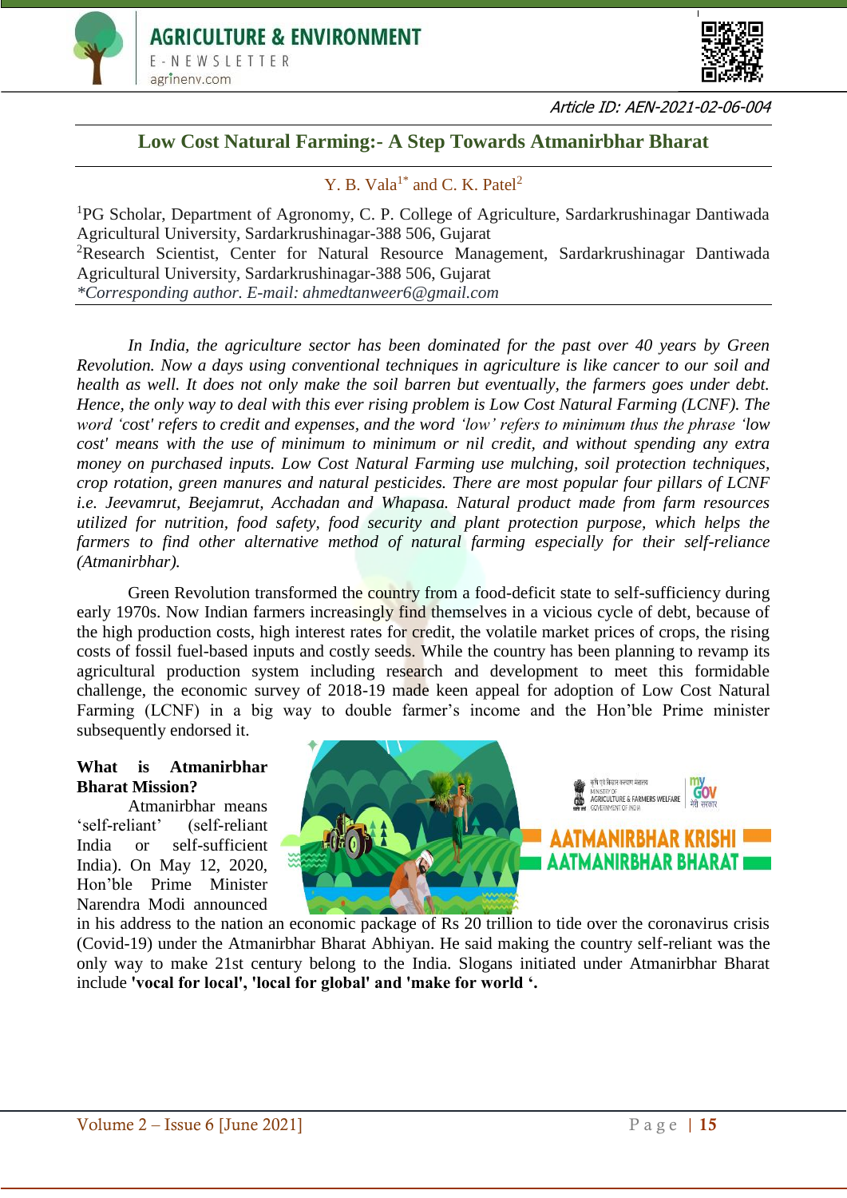Article ID: AEN-2021-02-06-004

# Low Cost Natural Farming:- A Step Towards Atmanirbhar Bharat

Y. B. Vala[1*] and C. K. Patel[2]

[1]PG Scholar, Department of Agronomy, C. P. College of Agriculture, Sardarkrushinagar Dantiwada Agricultural University, Sardarkrushinagar-388 506, Gujarat

[2]Research Scientist, Center for Natural Resource Management, Sardarkrushinagar Dantiwada Agricultural University, Sardarkrushinagar-388 506, Gujarat

*Corresponding author. E-mail: ahmedtanweer6@gmail.com*

*In India, the agriculture sector has been dominated for the past over 40 years by Green Revolution. Now a days using conventional techniques in agriculture is like cancer to our soil and health as well. It does not only make the soil barren but eventually, the farmers goes under debt. Hence, the only way to deal with this ever rising problem is Low Cost Natural Farming (LCNF). The word 'cost' refers to credit and expenses, and the word 'low' refers to minimum thus the phrase 'low cost' means with the use of minimum to minimum or nil credit, and without spending any extra money on purchased inputs. Low Cost Natural Farming use mulching, soil protection techniques, crop rotation, green manures and natural pesticides. There are most popular four pillars of LCNF i.e. Jeevamrut, Beejamrut, Acchadan and Whapasa. Natural product made from farm resources utilized for nutrition, food safety, food security and plant protection purpose, which helps the farmers to find other alternative method of natural farming especially for their self-reliance (Atmanirbhar).*

Green Revolution transformed the country from a food-deficit state to self-sufficiency during early 1970s. Now Indian farmers increasingly find themselves in a vicious cycle of debt, because of the high production costs, high interest rates for credit, the volatile market prices of crops, the rising costs of fossil fuel-based inputs and costly seeds. While the country has been planning to revamp its agricultural production system including research and development to meet this formidable challenge, the economic survey of 2018-19 made keen appeal for adoption of Low Cost Natural Farming (LCNF) in a big way to double farmer's income and the Hon'ble Prime minister subsequently endorsed it.

**What is Atmanirbhar Bharat Mission?**

Atmanirbhar means 'self-reliant' (self-reliant India or self-sufficient India). On May 12, 2020, Hon'ble Prime Minister Narendra Modi announced in his address to the nation an economic package of Rs 20 trillion to tide over the coronavirus crisis (Covid-19) under the Atmanirbhar Bharat Abhiyan. He said making the country self-reliant was the only way to make 21st century belong to the India. Slogans initiated under Atmanirbhar Bharat include **'vocal for local', 'local for global' and 'make for world '.**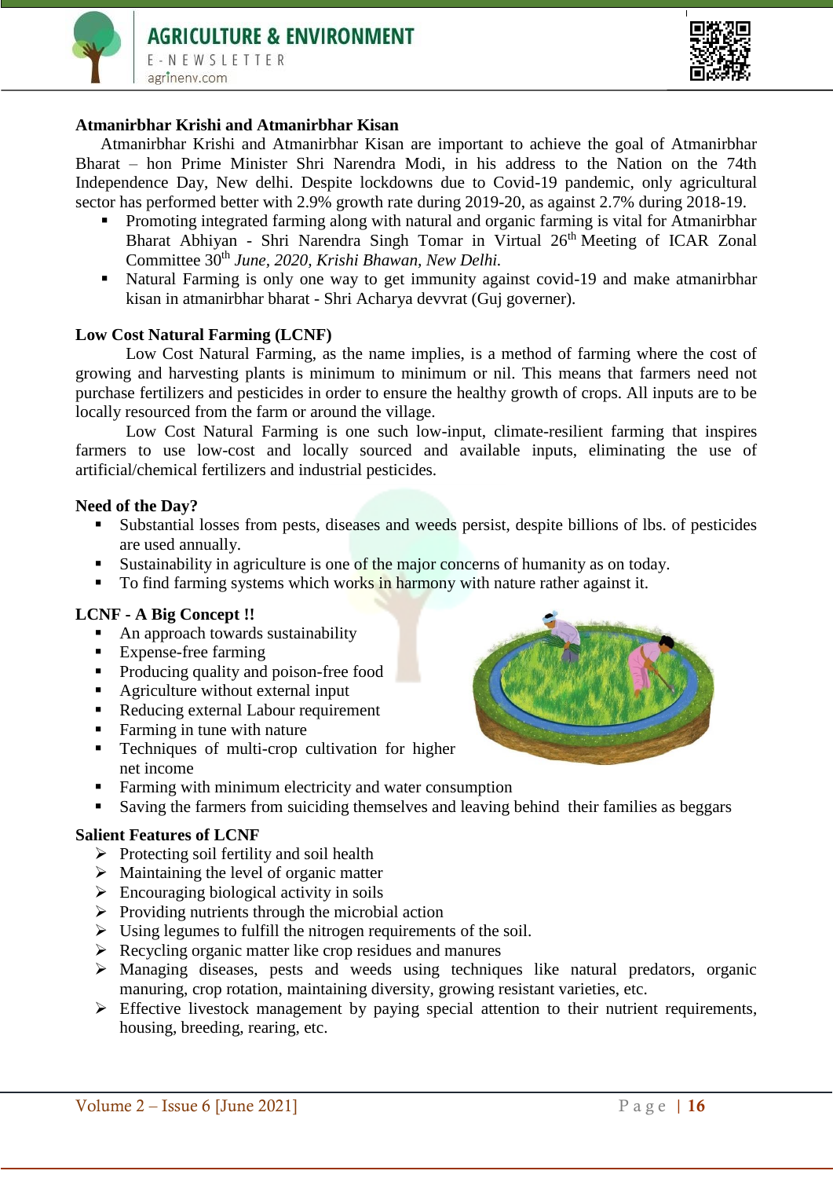## Atmanirbhar Krishi and Atmanirbhar Kisan

Atmanirbhar Krishi and Atmanirbhar Kisan are important to achieve the goal of Atmanirbhar Bharat – hon Prime Minister Shri Narendra Modi, in his address to the Nation on the 74th Independence Day, New delhi. Despite lockdowns due to Covid-19 pandemic, only agricultural sector has performed better with 2.9% growth rate during 2019-20, as against 2.7% during 2018-19.

- Promoting integrated farming along with natural and organic farming is vital for Atmanirbhar Bharat Abhiyan - Shri Narendra Singh Tomar in Virtual 26th Meeting of ICAR Zonal Committee 30th *June, 2020, Krishi Bhawan, New Delhi.*
- Natural Farming is only one way to get immunity against covid-19 and make atmanirbhar kisan in atmanirbhar bharat - Shri Acharya devvrat (Guj governer).

## Low Cost Natural Farming (LCNF)

Low Cost Natural Farming, as the name implies, is a method of farming where the cost of growing and harvesting plants is minimum to minimum or nil. This means that farmers need not purchase fertilizers and pesticides in order to ensure the healthy growth of crops. All inputs are to be locally resourced from the farm or around the village.

Low Cost Natural Farming is one such low-input, climate-resilient farming that inspires farmers to use low-cost and locally sourced and available inputs, eliminating the use of artificial/chemical fertilizers and industrial pesticides.

## Need of the Day?

- Substantial losses from pests, diseases and weeds persist, despite billions of lbs. of pesticides are used annually.
- Sustainability in agriculture is one of the major concerns of humanity as on today.
- To find farming systems which works in harmony with nature rather against it.

## LCNF - A Big Concept !!

- An approach towards sustainability
- Expense-free farming
- Producing quality and poison-free food
- Agriculture without external input
- Reducing external Labour requirement
- Farming in tune with nature
- Techniques of multi-crop cultivation for higher net income
- Farming with minimum electricity and water consumption
- Saving the farmers from suiciding themselves and leaving behind their families as beggars

## Salient Features of LCNF

- Protecting soil fertility and soil health
- Maintaining the level of organic matter
- Encouraging biological activity in soils
- Providing nutrients through the microbial action
- Using legumes to fulfill the nitrogen requirements of the soil.
- Recycling organic matter like crop residues and manures
- Managing diseases, pests and weeds using techniques like natural predators, organic manuring, crop rotation, maintaining diversity, growing resistant varieties, etc.
- Effective livestock management by paying special attention to their nutrient requirements, housing, breeding, rearing, etc.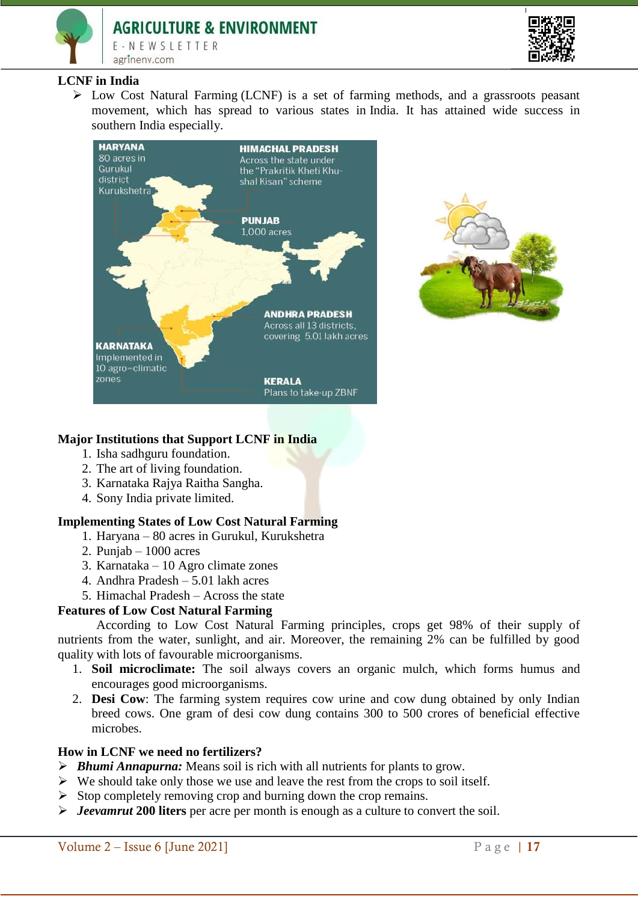## LCNF in India

- Low Cost Natural Farming (LCNF) is a set of farming methods, and a grassroots peasant movement, which has spread to various states in India. It has attained wide success in southern India especially.

## Major Institutions that Support LCNF in India

1. Isha sadhguru foundation.
2. The art of living foundation.
3. Karnataka Rajya Raitha Sangha.
4. Sony India private limited.

## Implementing States of Low Cost Natural Farming

1. Haryana – 80 acres in Gurukul, Kurukshetra
2. Punjab – 1000 acres
3. Karnataka – 10 Agro climate zones
4. Andhra Pradesh – 5.01 lakh acres
5. Himachal Pradesh – Across the state

## Features of Low Cost Natural Farming

According to Low Cost Natural Farming principles, crops get 98% of their supply of nutrients from the water, sunlight, and air. Moreover, the remaining 2% can be fulfilled by good quality with lots of favourable microorganisms.

1. **Soil microclimate:** The soil always covers an organic mulch, which forms humus and encourages good microorganisms.
2. **Desi Cow**: The farming system requires cow urine and cow dung obtained by only Indian breed cows. One gram of desi cow dung contains 300 to 500 crores of beneficial effective microbes.

## How in LCNF we need no fertilizers?

- ***Bhumi Annapurna:*** Means soil is rich with all nutrients for plants to grow.
- We should take only those we use and leave the rest from the crops to soil itself.
- Stop completely removing crop and burning down the crop remains.
- ***Jeevamrut*** **200 liters** per acre per month is enough as a culture to convert the soil.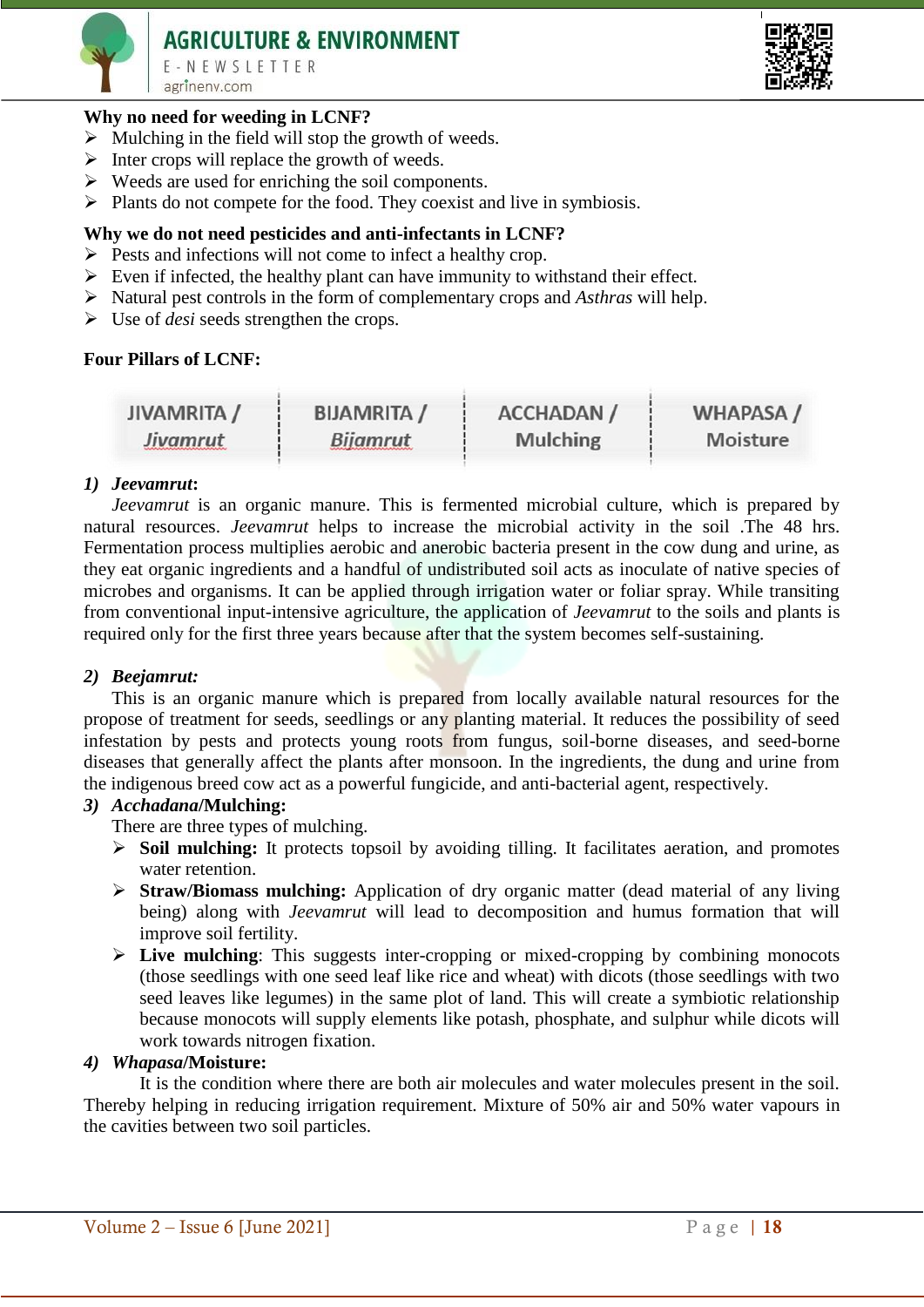**Why no need for weeding in LCNF?**

- Mulching in the field will stop the growth of weeds.
- Inter crops will replace the growth of weeds.
- Weeds are used for enriching the soil components.
- Plants do not compete for the food. They coexist and live in symbiosis.

**Why we do not need pesticides and anti-infectants in LCNF?**

- Pests and infections will not come to infect a healthy crop.
- Even if infected, the healthy plant can have immunity to withstand their effect.
- Natural pest controls in the form of complementary crops and *Asthras* will help.
- Use of *desi* seeds strengthen the crops.

**Four Pillars of LCNF:**

| JIVAMRITA / *Jivamrut* | BIJAMRITA / *Bijamrut* | ACCHADAN / Mulching | WHAPASA / Moisture |
|---|---|---|---|

**1) *Jeevamrut*:**

*Jeevamrut* is an organic manure. This is fermented microbial culture, which is prepared by natural resources. *Jeevamrut* helps to increase the microbial activity in the soil .The 48 hrs. Fermentation process multiplies aerobic and anerobic bacteria present in the cow dung and urine, as they eat organic ingredients and a handful of undistributed soil acts as inoculate of native species of microbes and organisms. It can be applied through irrigation water or foliar spray. While transiting from conventional input-intensive agriculture, the application of *Jeevamrut* to the soils and plants is required only for the first three years because after that the system becomes self-sustaining.

**2) *Beejamrut:***

This is an organic manure which is prepared from locally available natural resources for the propose of treatment for seeds, seedlings or any planting material. It reduces the possibility of seed infestation by pests and protects young roots from fungus, soil-borne diseases, and seed-borne diseases that generally affect the plants after monsoon. In the ingredients, the dung and urine from the indigenous breed cow act as a powerful fungicide, and anti-bacterial agent, respectively.

**3) *Acchadana*/Mulching:**

There are three types of mulching.

- **Soil mulching:** It protects topsoil by avoiding tilling. It facilitates aeration, and promotes water retention.
- **Straw/Biomass mulching:** Application of dry organic matter (dead material of any living being) along with *Jeevamrut* will lead to decomposition and humus formation that will improve soil fertility.
- **Live mulching**: This suggests inter-cropping or mixed-cropping by combining monocots (those seedlings with one seed leaf like rice and wheat) with dicots (those seedlings with two seed leaves like legumes) in the same plot of land. This will create a symbiotic relationship because monocots will supply elements like potash, phosphate, and sulphur while dicots will work towards nitrogen fixation.

**4) *Whapasa*/Moisture:**

It is the condition where there are both air molecules and water molecules present in the soil. Thereby helping in reducing irrigation requirement. Mixture of 50% air and 50% water vapours in the cavities between two soil particles.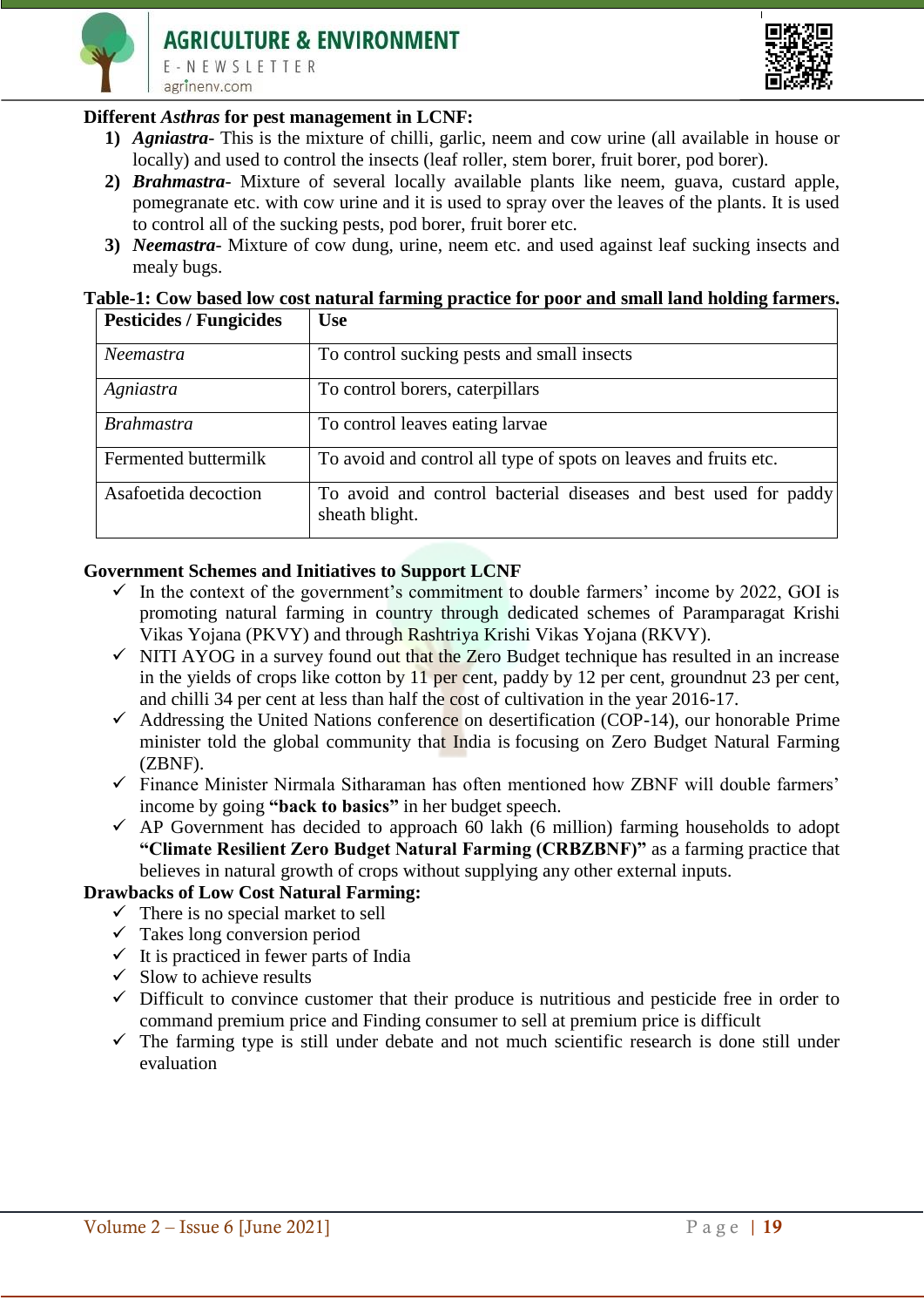**Different *Asthras* for pest management in LCNF:**

1) ***Agniastra***- This is the mixture of chilli, garlic, neem and cow urine (all available in house or locally) and used to control the insects (leaf roller, stem borer, fruit borer, pod borer).
2) ***Brahmastra***- Mixture of several locally available plants like neem, guava, custard apple, pomegranate etc. with cow urine and it is used to spray over the leaves of the plants. It is used to control all of the sucking pests, pod borer, fruit borer etc.
3) ***Neemastra***- Mixture of cow dung, urine, neem etc. and used against leaf sucking insects and mealy bugs.

**Table-1: Cow based low cost natural farming practice for poor and small land holding farmers.**

| Pesticides / Fungicides | Use |
|---|---|
| *Neemastra* | To control sucking pests and small insects |
| *Agniastra* | To control borers, caterpillars |
| *Brahmastra* | To control leaves eating larvae |
| Fermented buttermilk | To avoid and control all type of spots on leaves and fruits etc. |
| Asafoetida decoction | To avoid and control bacterial diseases and best used for paddy sheath blight. |

**Government Schemes and Initiatives to Support LCNF**

- ✓ In the context of the government's commitment to double farmers' income by 2022, GOI is promoting natural farming in country through dedicated schemes of Paramparagat Krishi Vikas Yojana (PKVY) and through Rashtriya Krishi Vikas Yojana (RKVY).
- ✓ NITI AYOG in a survey found out that the Zero Budget technique has resulted in an increase in the yields of crops like cotton by 11 per cent, paddy by 12 per cent, groundnut 23 per cent, and chilli 34 per cent at less than half the cost of cultivation in the year 2016-17.
- ✓ Addressing the United Nations conference on desertification (COP-14), our honorable Prime minister told the global community that India is focusing on Zero Budget Natural Farming (ZBNF).
- ✓ Finance Minister Nirmala Sitharaman has often mentioned how ZBNF will double farmers' income by going **"back to basics"** in her budget speech.
- ✓ AP Government has decided to approach 60 lakh (6 million) farming households to adopt **"Climate Resilient Zero Budget Natural Farming (CRBZBNF)"** as a farming practice that believes in natural growth of crops without supplying any other external inputs.

**Drawbacks of Low Cost Natural Farming:**

- ✓ There is no special market to sell
- ✓ Takes long conversion period
- ✓ It is practiced in fewer parts of India
- ✓ Slow to achieve results
- ✓ Difficult to convince customer that their produce is nutritious and pesticide free in order to command premium price and Finding consumer to sell at premium price is difficult
- ✓ The farming type is still under debate and not much scientific research is done still under evaluation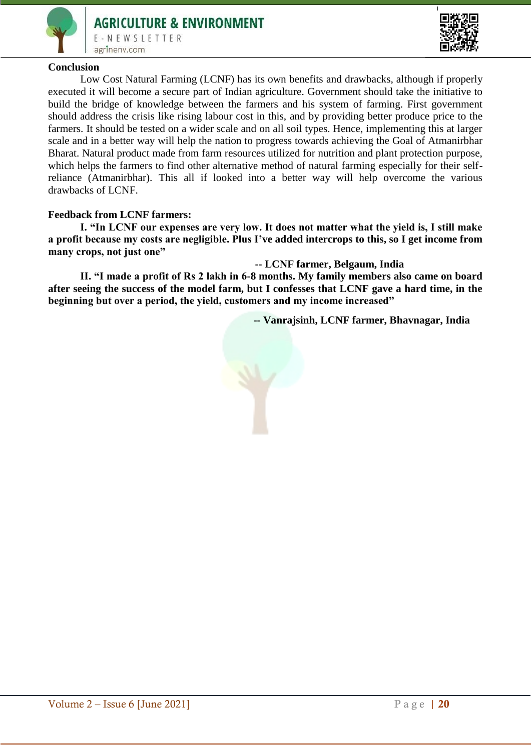## Conclusion

Low Cost Natural Farming (LCNF) has its own benefits and drawbacks, although if properly executed it will become a secure part of Indian agriculture. Government should take the initiative to build the bridge of knowledge between the farmers and his system of farming. First government should address the crisis like rising labour cost in this, and by providing better produce price to the farmers. It should be tested on a wider scale and on all soil types. Hence, implementing this at larger scale and in a better way will help the nation to progress towards achieving the Goal of Atmanirbhar Bharat. Natural product made from farm resources utilized for nutrition and plant protection purpose, which helps the farmers to find other alternative method of natural farming especially for their self-reliance (Atmanirbhar). This all if looked into a better way will help overcome the various drawbacks of LCNF.

## Feedback from LCNF farmers:

**I. "In LCNF our expenses are very low. It does not matter what the yield is, I still make a profit because my costs are negligible. Plus I've added intercrops to this, so I get income from many crops, not just one"**

**-- LCNF farmer, Belgaum, India**

**II. "I made a profit of Rs 2 lakh in 6-8 months. My family members also came on board after seeing the success of the model farm, but I confesses that LCNF gave a hard time, in the beginning but over a period, the yield, customers and my income increased"**

**-- Vanrajsinh, LCNF farmer, Bhavnagar, India**